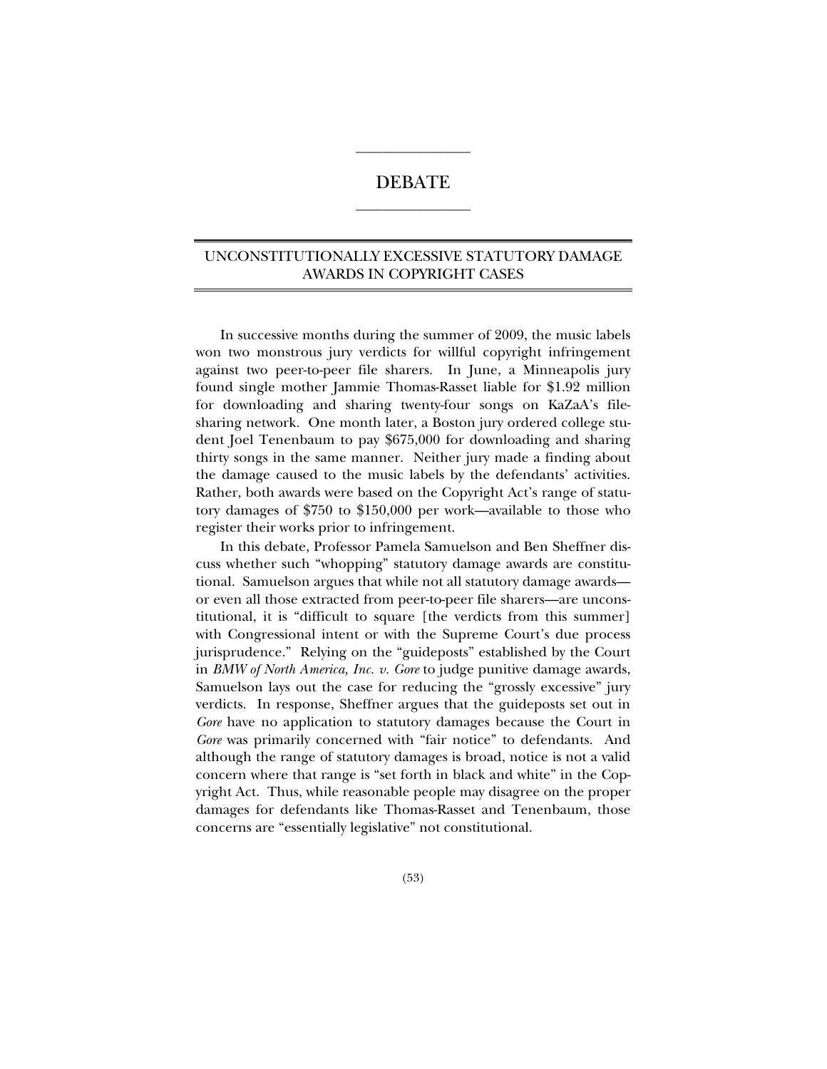# DEBATE

## UNCONSTITUTIONALLY EXCESSIVE STATUTORY DAMAGE AWARDS IN COPYRIGHT CASES

In successive months during the summer of 2009, the music labels won two monstrous jury verdicts for willful copyright infringement against two peer-to-peer file sharers. In June, a Minneapolis jury found single mother Jammie Thomas-Rasset liable for $1.92 million for downloading and sharing twenty-four songs on KaZaA's file-sharing network. One month later, a Boston jury ordered college student Joel Tenenbaum to pay $675,000 for downloading and sharing thirty songs in the same manner. Neither jury made a finding about the damage caused to the music labels by the defendants' activities. Rather, both awards were based on the Copyright Act's range of statutory damages of $750 to $150,000 per work—available to those who register their works prior to infringement.

In this debate, Professor Pamela Samuelson and Ben Sheffner discuss whether such "whopping" statutory damage awards are constitutional. Samuelson argues that while not all statutory damage awards—or even all those extracted from peer-to-peer file sharers—are unconstitutional, it is "difficult to square [the verdicts from this summer] with Congressional intent or with the Supreme Court's due process jurisprudence." Relying on the "guideposts" established by the Court in *BMW of North America, Inc. v. Gore* to judge punitive damage awards, Samuelson lays out the case for reducing the "grossly excessive" jury verdicts. In response, Sheffner argues that the guideposts set out in *Gore* have no application to statutory damages because the Court in *Gore* was primarily concerned with "fair notice" to defendants. And although the range of statutory damages is broad, notice is not a valid concern where that range is "set forth in black and white" in the Copyright Act. Thus, while reasonable people may disagree on the proper damages for defendants like Thomas-Rasset and Tenenbaum, those concerns are "essentially legislative" not constitutional.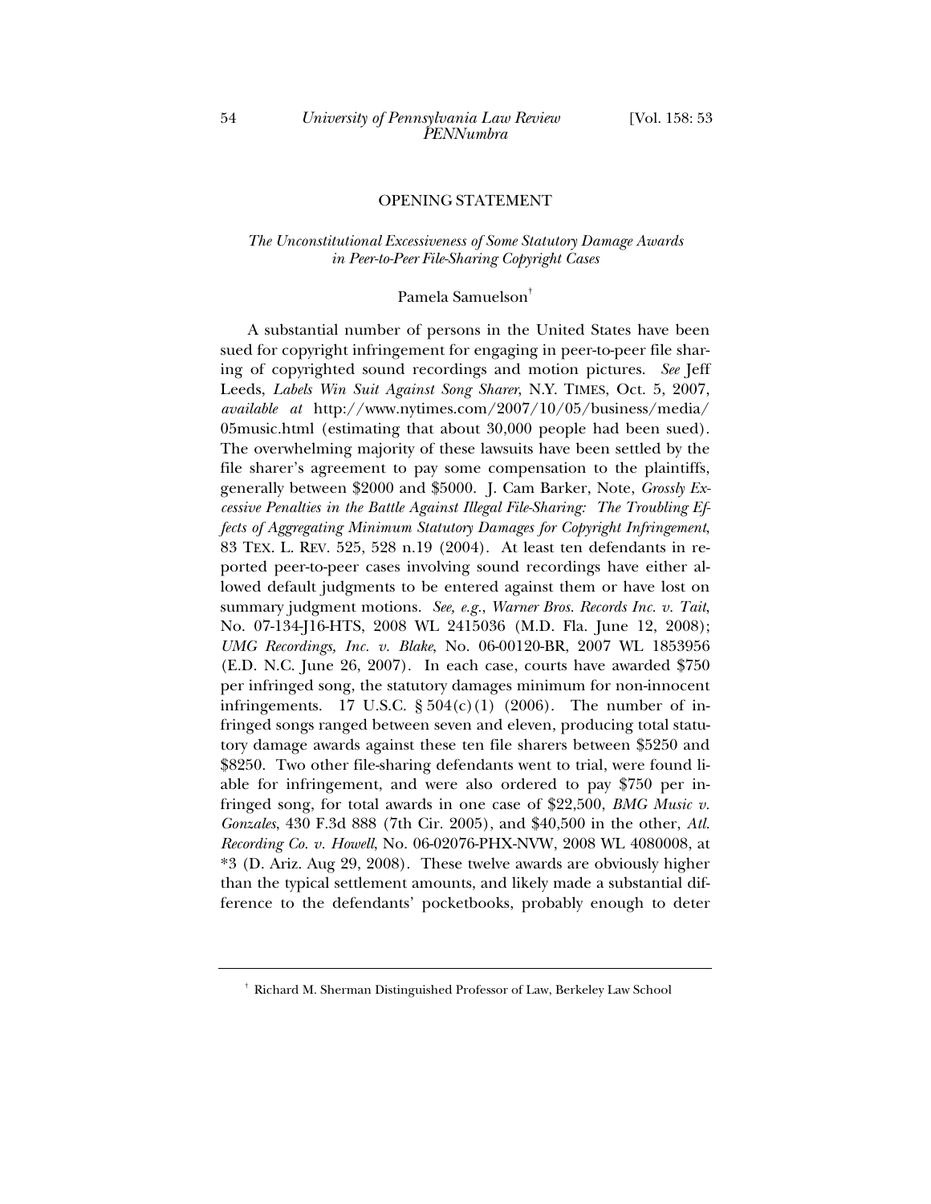## OPENING STATEMENT

### *The Unconstitutional Excessiveness of Some Statutory Damage Awards in Peer-to-Peer File-Sharing Copyright Cases*

Pamela Samuelson[†]

A substantial number of persons in the United States have been sued for copyright infringement for engaging in peer-to-peer file sharing of copyrighted sound recordings and motion pictures. *See* Jeff Leeds, *Labels Win Suit Against Song Sharer*, N.Y. TIMES, Oct. 5, 2007, *available at* http://www.nytimes.com/2007/10/05/business/media/05music.html (estimating that about 30,000 people had been sued). The overwhelming majority of these lawsuits have been settled by the file sharer's agreement to pay some compensation to the plaintiffs, generally between $2000 and $5000. J. Cam Barker, Note, *Grossly Excessive Penalties in the Battle Against Illegal File-Sharing: The Troubling Effects of Aggregating Minimum Statutory Damages for Copyright Infringement*, 83 TEX. L. REV. 525, 528 n.19 (2004). At least ten defendants in reported peer-to-peer cases involving sound recordings have either allowed default judgments to be entered against them or have lost on summary judgment motions. *See, e.g.*, *Warner Bros. Records Inc. v. Tait*, No. 07-134-J16-HTS, 2008 WL 2415036 (M.D. Fla. June 12, 2008); *UMG Recordings, Inc. v. Blake*, No. 06-00120-BR, 2007 WL 1853956 (E.D. N.C. June 26, 2007). In each case, courts have awarded $750 per infringed song, the statutory damages minimum for non-innocent infringements. 17 U.S.C. § 504(c)(1) (2006). The number of infringed songs ranged between seven and eleven, producing total statutory damage awards against these ten file sharers between $5250 and $8250. Two other file-sharing defendants went to trial, were found liable for infringement, and were also ordered to pay $750 per infringed song, for total awards in one case of $22,500, *BMG Music v. Gonzales*, 430 F.3d 888 (7th Cir. 2005), and $40,500 in the other, *Atl. Recording Co. v. Howell*, No. 06-02076-PHX-NVW, 2008 WL 4080008, at *3 (D. Ariz. Aug 29, 2008). These twelve awards are obviously higher than the typical settlement amounts, and likely made a substantial difference to the defendants' pocketbooks, probably enough to deter

† Richard M. Sherman Distinguished Professor of Law, Berkeley Law School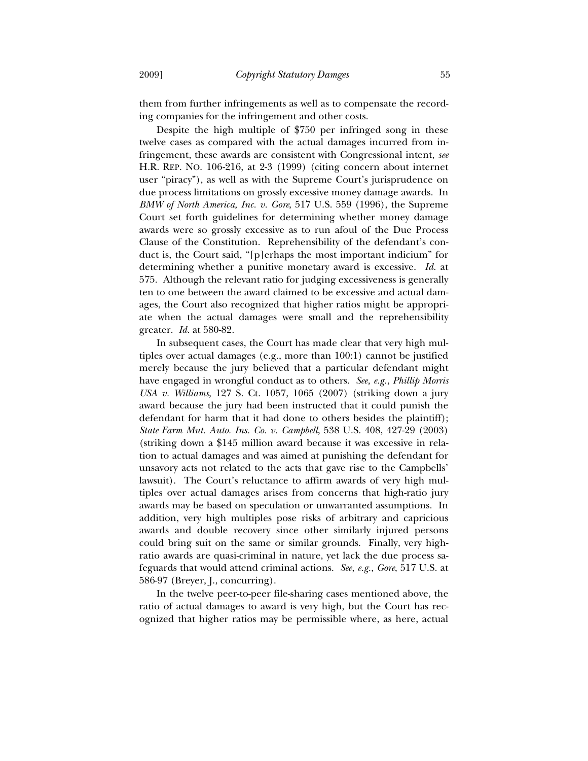them from further infringements as well as to compensate the recording companies for the infringement and other costs.

Despite the high multiple of $750 per infringed song in these twelve cases as compared with the actual damages incurred from infringement, these awards are consistent with Congressional intent, *see* H.R. REP. NO. 106-216, at 2-3 (1999) (citing concern about internet user "piracy"), as well as with the Supreme Court's jurisprudence on due process limitations on grossly excessive money damage awards. In *BMW of North America, Inc. v. Gore*, 517 U.S. 559 (1996), the Supreme Court set forth guidelines for determining whether money damage awards were so grossly excessive as to run afoul of the Due Process Clause of the Constitution. Reprehensibility of the defendant's conduct is, the Court said, "[p]erhaps the most important indicium" for determining whether a punitive monetary award is excessive. *Id.* at 575. Although the relevant ratio for judging excessiveness is generally ten to one between the award claimed to be excessive and actual damages, the Court also recognized that higher ratios might be appropriate when the actual damages were small and the reprehensibility greater. *Id.* at 580-82.

In subsequent cases, the Court has made clear that very high multiples over actual damages (e.g., more than 100:1) cannot be justified merely because the jury believed that a particular defendant might have engaged in wrongful conduct as to others. *See, e.g.*, *Phillip Morris USA v. Williams*, 127 S. Ct. 1057, 1065 (2007) (striking down a jury award because the jury had been instructed that it could punish the defendant for harm that it had done to others besides the plaintiff); *State Farm Mut. Auto. Ins. Co. v. Campbell*, 538 U.S. 408, 427-29 (2003) (striking down a $145 million award because it was excessive in relation to actual damages and was aimed at punishing the defendant for unsavory acts not related to the acts that gave rise to the Campbells' lawsuit). The Court's reluctance to affirm awards of very high multiples over actual damages arises from concerns that high-ratio jury awards may be based on speculation or unwarranted assumptions. In addition, very high multiples pose risks of arbitrary and capricious awards and double recovery since other similarly injured persons could bring suit on the same or similar grounds. Finally, very high-ratio awards are quasi-criminal in nature, yet lack the due process safeguards that would attend criminal actions. *See, e.g.*, *Gore*, 517 U.S. at 586-97 (Breyer, J., concurring).

In the twelve peer-to-peer file-sharing cases mentioned above, the ratio of actual damages to award is very high, but the Court has recognized that higher ratios may be permissible where, as here, actual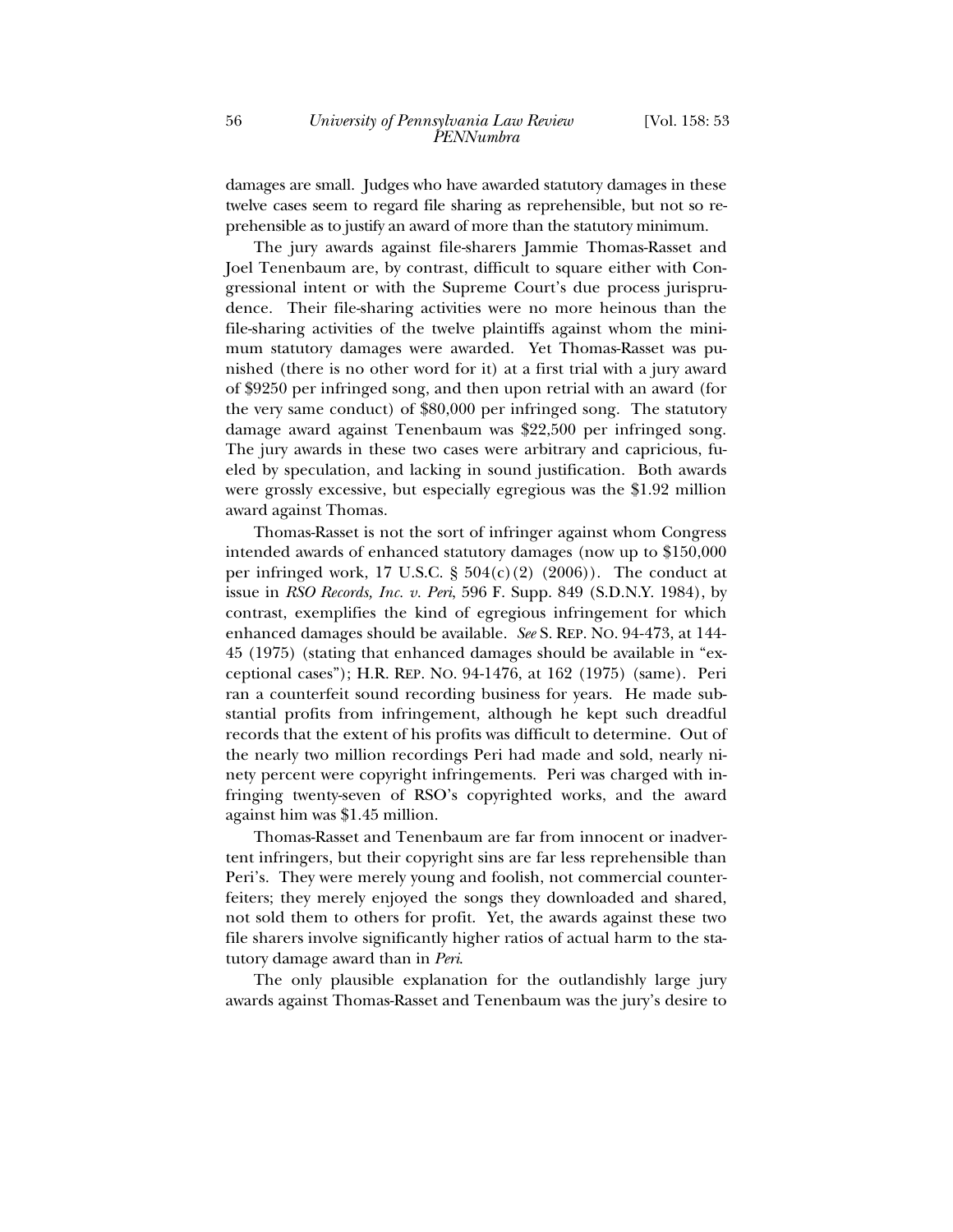damages are small. Judges who have awarded statutory damages in these twelve cases seem to regard file sharing as reprehensible, but not so reprehensible as to justify an award of more than the statutory minimum.

The jury awards against file-sharers Jammie Thomas-Rasset and Joel Tenenbaum are, by contrast, difficult to square either with Congressional intent or with the Supreme Court's due process jurisprudence. Their file-sharing activities were no more heinous than the file-sharing activities of the twelve plaintiffs against whom the minimum statutory damages were awarded. Yet Thomas-Rasset was punished (there is no other word for it) at a first trial with a jury award of $9250 per infringed song, and then upon retrial with an award (for the very same conduct) of $80,000 per infringed song. The statutory damage award against Tenenbaum was $22,500 per infringed song. The jury awards in these two cases were arbitrary and capricious, fueled by speculation, and lacking in sound justification. Both awards were grossly excessive, but especially egregious was the $1.92 million award against Thomas.

Thomas-Rasset is not the sort of infringer against whom Congress intended awards of enhanced statutory damages (now up to $150,000 per infringed work, 17 U.S.C. § 504(c)(2) (2006)). The conduct at issue in *RSO Records, Inc. v. Peri*, 596 F. Supp. 849 (S.D.N.Y. 1984), by contrast, exemplifies the kind of egregious infringement for which enhanced damages should be available. *See* S. REP. NO. 94-473, at 144-45 (1975) (stating that enhanced damages should be available in "exceptional cases"); H.R. REP. NO. 94-1476, at 162 (1975) (same). Peri ran a counterfeit sound recording business for years. He made substantial profits from infringement, although he kept such dreadful records that the extent of his profits was difficult to determine. Out of the nearly two million recordings Peri had made and sold, nearly ninety percent were copyright infringements. Peri was charged with infringing twenty-seven of RSO's copyrighted works, and the award against him was $1.45 million.

Thomas-Rasset and Tenenbaum are far from innocent or inadvertent infringers, but their copyright sins are far less reprehensible than Peri's. They were merely young and foolish, not commercial counterfeiters; they merely enjoyed the songs they downloaded and shared, not sold them to others for profit. Yet, the awards against these two file sharers involve significantly higher ratios of actual harm to the statutory damage award than in *Peri*.

The only plausible explanation for the outlandishly large jury awards against Thomas-Rasset and Tenenbaum was the jury's desire to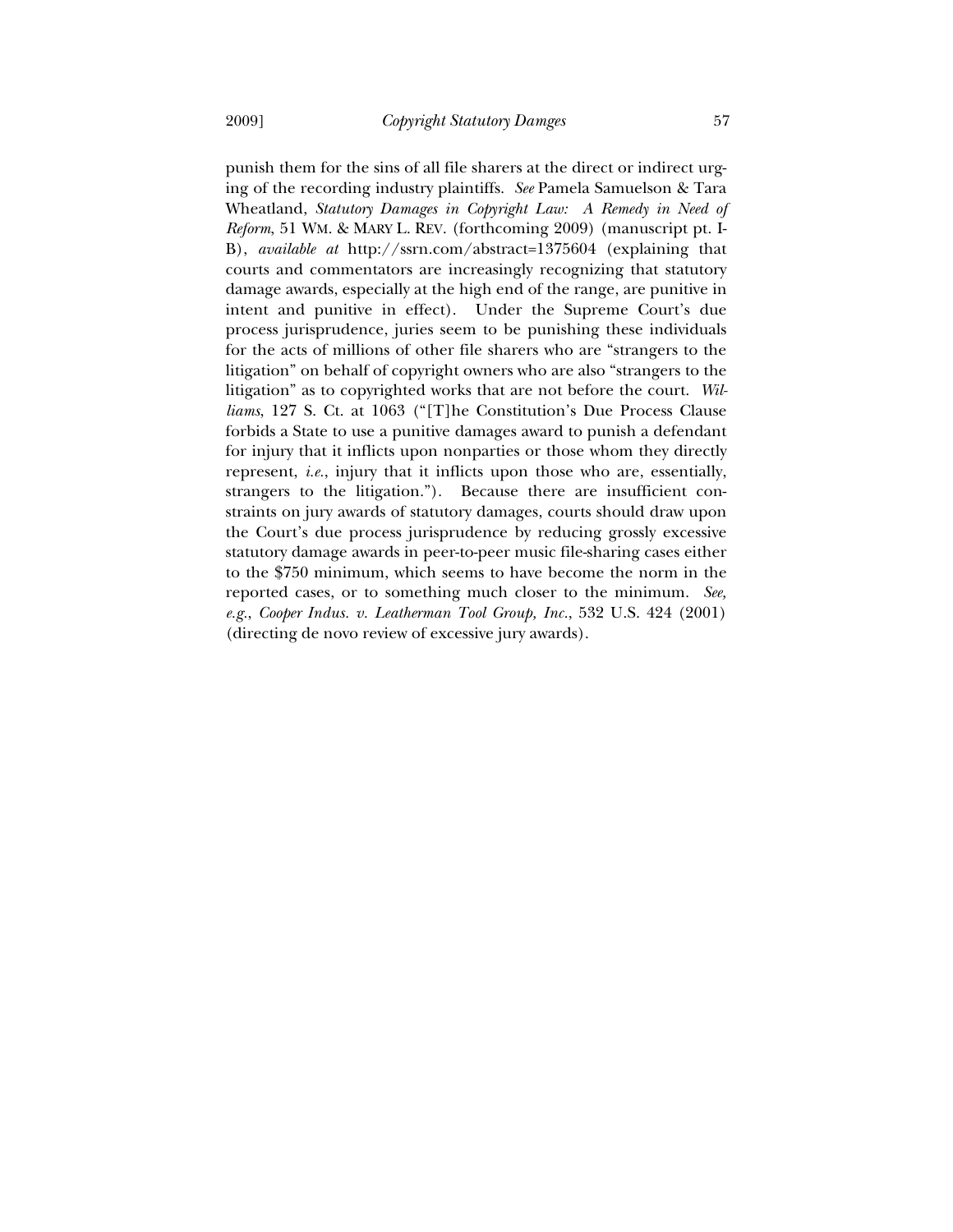punish them for the sins of all file sharers at the direct or indirect urging of the recording industry plaintiffs. *See* Pamela Samuelson & Tara Wheatland, *Statutory Damages in Copyright Law: A Remedy in Need of Reform*, 51 WM. & MARY L. REV. (forthcoming 2009) (manuscript pt. I-B), *available at* http://ssrn.com/abstract=1375604 (explaining that courts and commentators are increasingly recognizing that statutory damage awards, especially at the high end of the range, are punitive in intent and punitive in effect). Under the Supreme Court's due process jurisprudence, juries seem to be punishing these individuals for the acts of millions of other file sharers who are "strangers to the litigation" on behalf of copyright owners who are also "strangers to the litigation" as to copyrighted works that are not before the court. *Williams*, 127 S. Ct. at 1063 ("[T]he Constitution's Due Process Clause forbids a State to use a punitive damages award to punish a defendant for injury that it inflicts upon nonparties or those whom they directly represent, *i.e.*, injury that it inflicts upon those who are, essentially, strangers to the litigation."). Because there are insufficient constraints on jury awards of statutory damages, courts should draw upon the Court's due process jurisprudence by reducing grossly excessive statutory damage awards in peer-to-peer music file-sharing cases either to the $750 minimum, which seems to have become the norm in the reported cases, or to something much closer to the minimum. *See, e.g.*, *Cooper Indus. v. Leatherman Tool Group, Inc.*, 532 U.S. 424 (2001) (directing de novo review of excessive jury awards).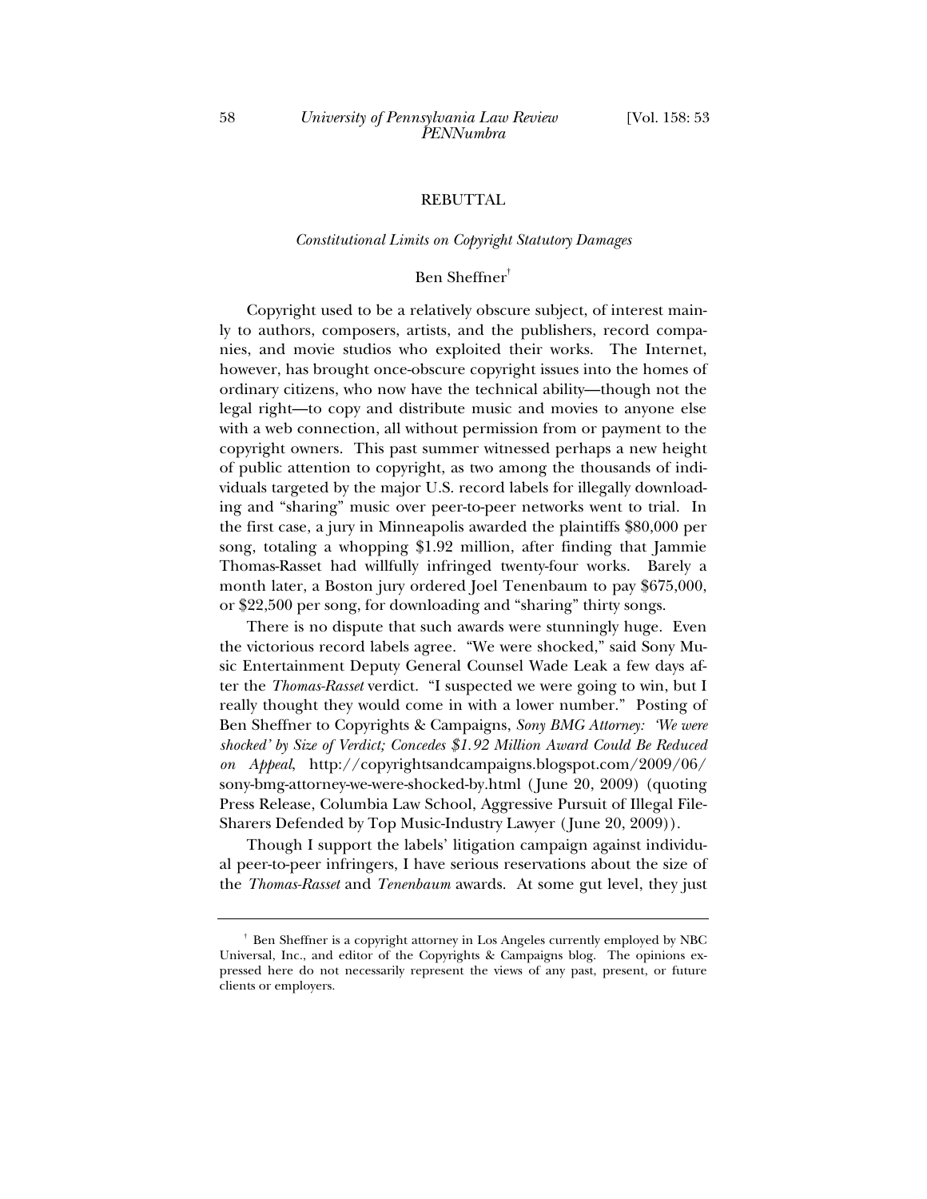## REBUTTAL

### *Constitutional Limits on Copyright Statutory Damages*

Ben Sheffner[†]

Copyright used to be a relatively obscure subject, of interest mainly to authors, composers, artists, and the publishers, record companies, and movie studios who exploited their works. The Internet, however, has brought once-obscure copyright issues into the homes of ordinary citizens, who now have the technical ability—though not the legal right—to copy and distribute music and movies to anyone else with a web connection, all without permission from or payment to the copyright owners. This past summer witnessed perhaps a new height of public attention to copyright, as two among the thousands of individuals targeted by the major U.S. record labels for illegally downloading and "sharing" music over peer-to-peer networks went to trial. In the first case, a jury in Minneapolis awarded the plaintiffs $80,000 per song, totaling a whopping $1.92 million, after finding that Jammie Thomas-Rasset had willfully infringed twenty-four works. Barely a month later, a Boston jury ordered Joel Tenenbaum to pay $675,000, or $22,500 per song, for downloading and "sharing" thirty songs.

There is no dispute that such awards were stunningly huge. Even the victorious record labels agree. "We were shocked," said Sony Music Entertainment Deputy General Counsel Wade Leak a few days after the *Thomas-Rasset* verdict. "I suspected we were going to win, but I really thought they would come in with a lower number." Posting of Ben Sheffner to Copyrights & Campaigns, *Sony BMG Attorney: 'We were shocked' by Size of Verdict; Concedes $1.92 Million Award Could Be Reduced on Appeal*, http://copyrightsandcampaigns.blogspot.com/2009/06/sony-bmg-attorney-we-were-shocked-by.html (June 20, 2009) (quoting Press Release, Columbia Law School, Aggressive Pursuit of Illegal File-Sharers Defended by Top Music-Industry Lawyer (June 20, 2009)).

Though I support the labels' litigation campaign against individual peer-to-peer infringers, I have serious reservations about the size of the *Thomas-Rasset* and *Tenenbaum* awards. At some gut level, they just

---

[†] Ben Sheffner is a copyright attorney in Los Angeles currently employed by NBC Universal, Inc., and editor of the Copyrights & Campaigns blog. The opinions expressed here do not necessarily represent the views of any past, present, or future clients or employers.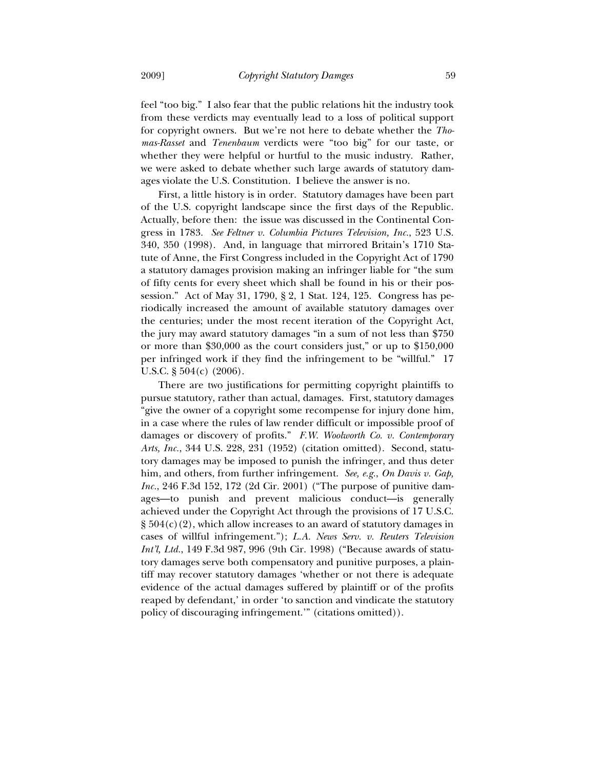feel "too big." I also fear that the public relations hit the industry took from these verdicts may eventually lead to a loss of political support for copyright owners. But we're not here to debate whether the *Thomas-Rasset* and *Tenenbaum* verdicts were "too big" for our taste, or whether they were helpful or hurtful to the music industry. Rather, we were asked to debate whether such large awards of statutory damages violate the U.S. Constitution. I believe the answer is no.

First, a little history is in order. Statutory damages have been part of the U.S. copyright landscape since the first days of the Republic. Actually, before then: the issue was discussed in the Continental Congress in 1783. *See Feltner v. Columbia Pictures Television, Inc.*, 523 U.S. 340, 350 (1998). And, in language that mirrored Britain's 1710 Statute of Anne, the First Congress included in the Copyright Act of 1790 a statutory damages provision making an infringer liable for "the sum of fifty cents for every sheet which shall be found in his or their possession." Act of May 31, 1790, § 2, 1 Stat. 124, 125. Congress has periodically increased the amount of available statutory damages over the centuries; under the most recent iteration of the Copyright Act, the jury may award statutory damages "in a sum of not less than $750 or more than $30,000 as the court considers just," or up to $150,000 per infringed work if they find the infringement to be "willful." 17 U.S.C. § 504(c) (2006).

There are two justifications for permitting copyright plaintiffs to pursue statutory, rather than actual, damages. First, statutory damages "give the owner of a copyright some recompense for injury done him, in a case where the rules of law render difficult or impossible proof of damages or discovery of profits." *F.W. Woolworth Co. v. Contemporary Arts, Inc.*, 344 U.S. 228, 231 (1952) (citation omitted). Second, statutory damages may be imposed to punish the infringer, and thus deter him, and others, from further infringement. *See, e.g.*, *On Davis v. Gap, Inc.*, 246 F.3d 152, 172 (2d Cir. 2001) ("The purpose of punitive damages—to punish and prevent malicious conduct—is generally achieved under the Copyright Act through the provisions of 17 U.S.C. § 504(c)(2), which allow increases to an award of statutory damages in cases of willful infringement."); *L.A. News Serv. v. Reuters Television Int'l, Ltd.*, 149 F.3d 987, 996 (9th Cir. 1998) ("Because awards of statutory damages serve both compensatory and punitive purposes, a plaintiff may recover statutory damages 'whether or not there is adequate evidence of the actual damages suffered by plaintiff or of the profits reaped by defendant,' in order 'to sanction and vindicate the statutory policy of discouraging infringement.'" (citations omitted)).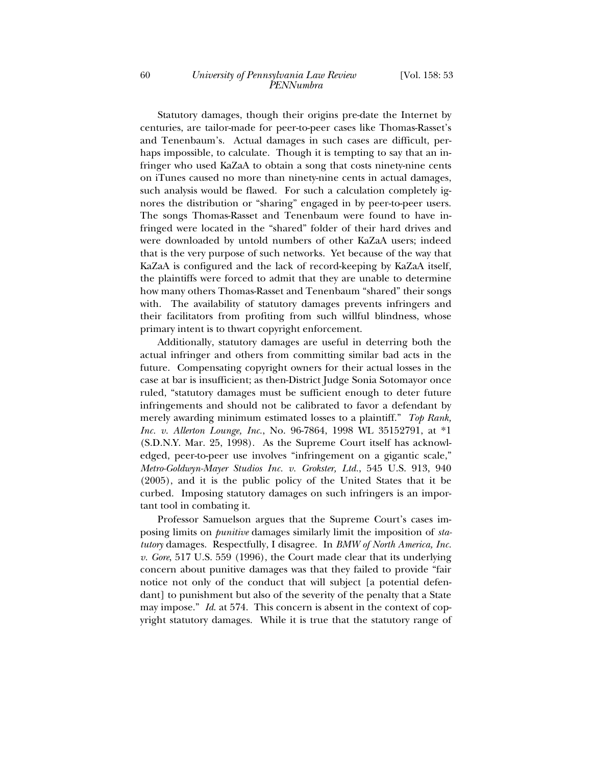Statutory damages, though their origins pre-date the Internet by centuries, are tailor-made for peer-to-peer cases like Thomas-Rasset's and Tenenbaum's. Actual damages in such cases are difficult, perhaps impossible, to calculate. Though it is tempting to say that an infringer who used KaZaA to obtain a song that costs ninety-nine cents on iTunes caused no more than ninety-nine cents in actual damages, such analysis would be flawed. For such a calculation completely ignores the distribution or "sharing" engaged in by peer-to-peer users. The songs Thomas-Rasset and Tenenbaum were found to have infringed were located in the "shared" folder of their hard drives and were downloaded by untold numbers of other KaZaA users; indeed that is the very purpose of such networks. Yet because of the way that KaZaA is configured and the lack of record-keeping by KaZaA itself, the plaintiffs were forced to admit that they are unable to determine how many others Thomas-Rasset and Tenenbaum "shared" their songs with. The availability of statutory damages prevents infringers and their facilitators from profiting from such willful blindness, whose primary intent is to thwart copyright enforcement.

Additionally, statutory damages are useful in deterring both the actual infringer and others from committing similar bad acts in the future. Compensating copyright owners for their actual losses in the case at bar is insufficient; as then-District Judge Sonia Sotomayor once ruled, "statutory damages must be sufficient enough to deter future infringements and should not be calibrated to favor a defendant by merely awarding minimum estimated losses to a plaintiff." *Top Rank, Inc. v. Allerton Lounge, Inc.*, No. 96-7864, 1998 WL 35152791, at *1 (S.D.N.Y. Mar. 25, 1998). As the Supreme Court itself has acknowledged, peer-to-peer use involves "infringement on a gigantic scale," *Metro-Goldwyn-Mayer Studios Inc. v. Grokster, Ltd.*, 545 U.S. 913, 940 (2005), and it is the public policy of the United States that it be curbed. Imposing statutory damages on such infringers is an important tool in combating it.

Professor Samuelson argues that the Supreme Court's cases imposing limits on *punitive* damages similarly limit the imposition of *statutory* damages. Respectfully, I disagree. In *BMW of North America, Inc. v. Gore*, 517 U.S. 559 (1996), the Court made clear that its underlying concern about punitive damages was that they failed to provide "fair notice not only of the conduct that will subject [a potential defendant] to punishment but also of the severity of the penalty that a State may impose." *Id.* at 574. This concern is absent in the context of copyright statutory damages. While it is true that the statutory range of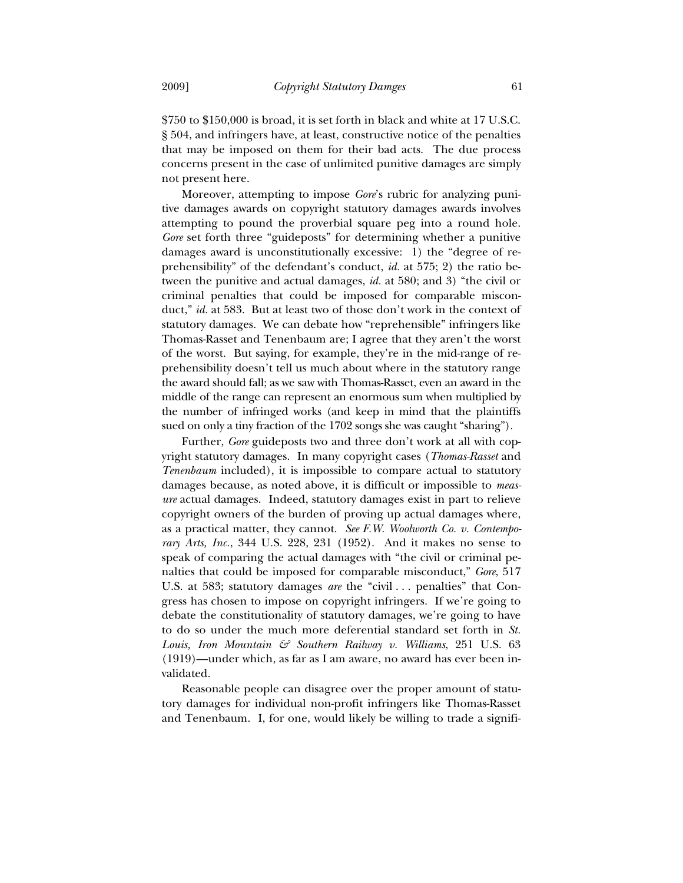$750 to $150,000 is broad, it is set forth in black and white at 17 U.S.C. § 504, and infringers have, at least, constructive notice of the penalties that may be imposed on them for their bad acts. The due process concerns present in the case of unlimited punitive damages are simply not present here.

Moreover, attempting to impose *Gore*'s rubric for analyzing punitive damages awards on copyright statutory damages awards involves attempting to pound the proverbial square peg into a round hole. *Gore* set forth three "guideposts" for determining whether a punitive damages award is unconstitutionally excessive: 1) the "degree of reprehensibility" of the defendant's conduct, *id.* at 575; 2) the ratio between the punitive and actual damages, *id.* at 580; and 3) "the civil or criminal penalties that could be imposed for comparable misconduct," *id.* at 583. But at least two of those don't work in the context of statutory damages. We can debate how "reprehensible" infringers like Thomas-Rasset and Tenenbaum are; I agree that they aren't the worst of the worst. But saying, for example, they're in the mid-range of reprehensibility doesn't tell us much about where in the statutory range the award should fall; as we saw with Thomas-Rasset, even an award in the middle of the range can represent an enormous sum when multiplied by the number of infringed works (and keep in mind that the plaintiffs sued on only a tiny fraction of the 1702 songs she was caught "sharing").

Further, *Gore* guideposts two and three don't work at all with copyright statutory damages. In many copyright cases (*Thomas-Rasset* and *Tenenbaum* included), it is impossible to compare actual to statutory damages because, as noted above, it is difficult or impossible to *measure* actual damages. Indeed, statutory damages exist in part to relieve copyright owners of the burden of proving up actual damages where, as a practical matter, they cannot. *See F.W. Woolworth Co. v. Contemporary Arts, Inc.*, 344 U.S. 228, 231 (1952). And it makes no sense to speak of comparing the actual damages with "the civil or criminal penalties that could be imposed for comparable misconduct," *Gore*, 517 U.S. at 583; statutory damages *are* the "civil . . . penalties" that Congress has chosen to impose on copyright infringers. If we're going to debate the constitutionality of statutory damages, we're going to have to do so under the much more deferential standard set forth in *St. Louis, Iron Mountain & Southern Railway v. Williams*, 251 U.S. 63 (1919)—under which, as far as I am aware, no award has ever been invalidated.

Reasonable people can disagree over the proper amount of statutory damages for individual non-profit infringers like Thomas-Rasset and Tenenbaum. I, for one, would likely be willing to trade a signifi-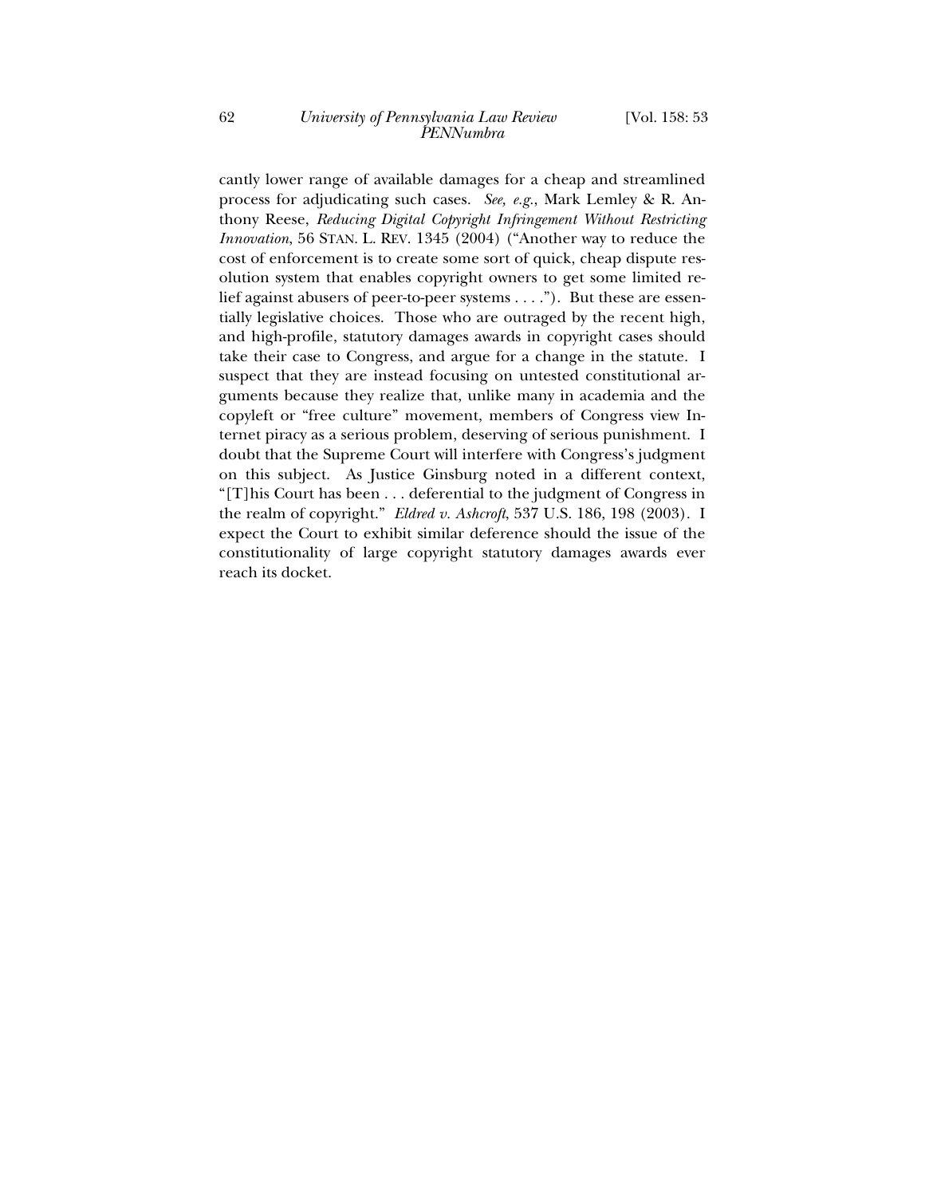cantly lower range of available damages for a cheap and streamlined process for adjudicating such cases. *See, e.g.*, Mark Lemley & R. Anthony Reese, *Reducing Digital Copyright Infringement Without Restricting Innovation*, 56 STAN. L. REV. 1345 (2004) ("Another way to reduce the cost of enforcement is to create some sort of quick, cheap dispute resolution system that enables copyright owners to get some limited relief against abusers of peer-to-peer systems . . . ."). But these are essentially legislative choices. Those who are outraged by the recent high, and high-profile, statutory damages awards in copyright cases should take their case to Congress, and argue for a change in the statute. I suspect that they are instead focusing on untested constitutional arguments because they realize that, unlike many in academia and the copyleft or "free culture" movement, members of Congress view Internet piracy as a serious problem, deserving of serious punishment. I doubt that the Supreme Court will interfere with Congress's judgment on this subject. As Justice Ginsburg noted in a different context, "[T]his Court has been . . . deferential to the judgment of Congress in the realm of copyright." *Eldred v. Ashcroft*, 537 U.S. 186, 198 (2003). I expect the Court to exhibit similar deference should the issue of the constitutionality of large copyright statutory damages awards ever reach its docket.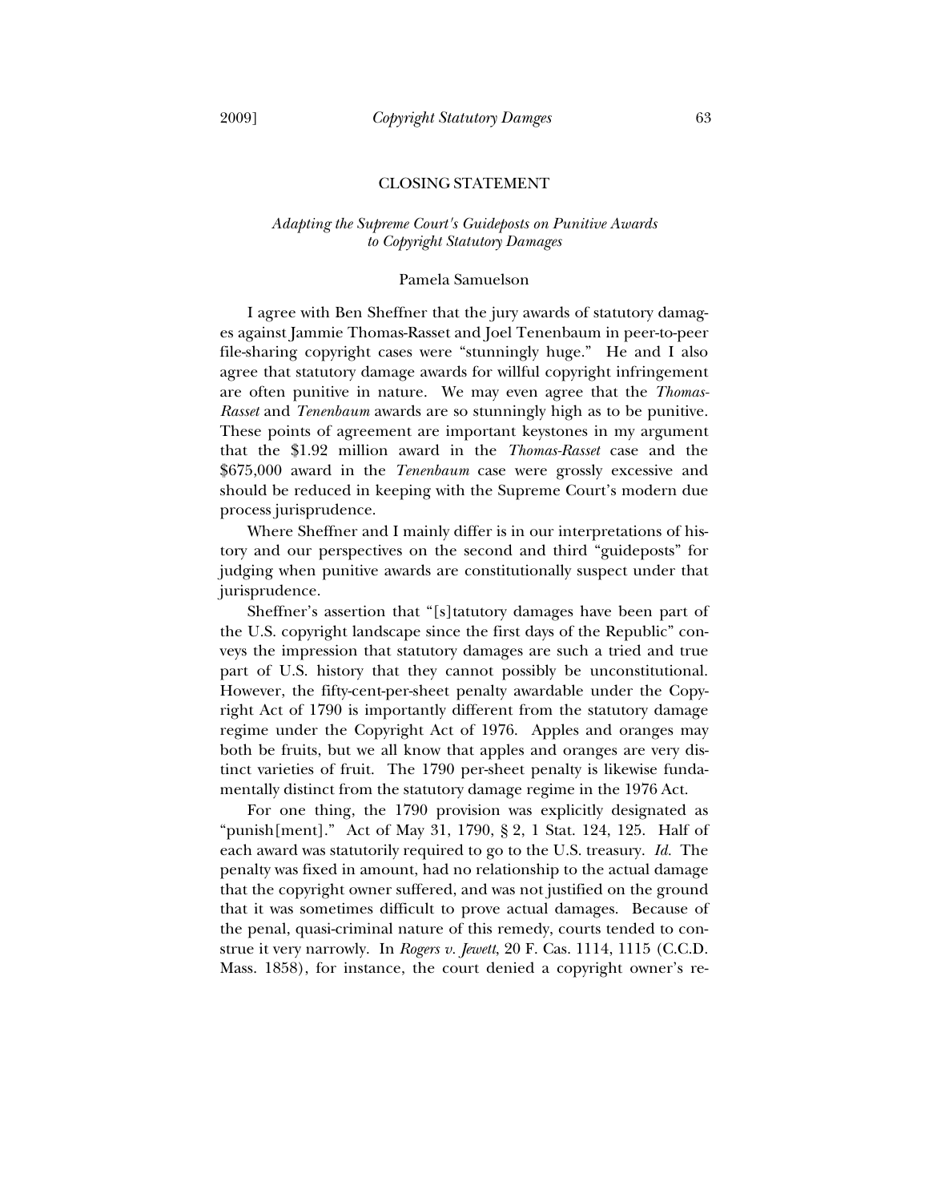## CLOSING STATEMENT

### *Adapting the Supreme Court's Guideposts on Punitive Awards to Copyright Statutory Damages*

Pamela Samuelson

I agree with Ben Sheffner that the jury awards of statutory damages against Jammie Thomas-Rasset and Joel Tenenbaum in peer-to-peer file-sharing copyright cases were "stunningly huge." He and I also agree that statutory damage awards for willful copyright infringement are often punitive in nature. We may even agree that the *Thomas-Rasset* and *Tenenbaum* awards are so stunningly high as to be punitive. These points of agreement are important keystones in my argument that the $1.92 million award in the *Thomas-Rasset* case and the $675,000 award in the *Tenenbaum* case were grossly excessive and should be reduced in keeping with the Supreme Court's modern due process jurisprudence.

Where Sheffner and I mainly differ is in our interpretations of history and our perspectives on the second and third "guideposts" for judging when punitive awards are constitutionally suspect under that jurisprudence.

Sheffner's assertion that "[s]tatutory damages have been part of the U.S. copyright landscape since the first days of the Republic" conveys the impression that statutory damages are such a tried and true part of U.S. history that they cannot possibly be unconstitutional. However, the fifty-cent-per-sheet penalty awardable under the Copyright Act of 1790 is importantly different from the statutory damage regime under the Copyright Act of 1976. Apples and oranges may both be fruits, but we all know that apples and oranges are very distinct varieties of fruit. The 1790 per-sheet penalty is likewise fundamentally distinct from the statutory damage regime in the 1976 Act.

For one thing, the 1790 provision was explicitly designated as "punish[ment]." Act of May 31, 1790, § 2, 1 Stat. 124, 125. Half of each award was statutorily required to go to the U.S. treasury. *Id.* The penalty was fixed in amount, had no relationship to the actual damage that the copyright owner suffered, and was not justified on the ground that it was sometimes difficult to prove actual damages. Because of the penal, quasi-criminal nature of this remedy, courts tended to construe it very narrowly. In *Rogers v. Jewett*, 20 F. Cas. 1114, 1115 (C.C.D. Mass. 1858), for instance, the court denied a copyright owner's re-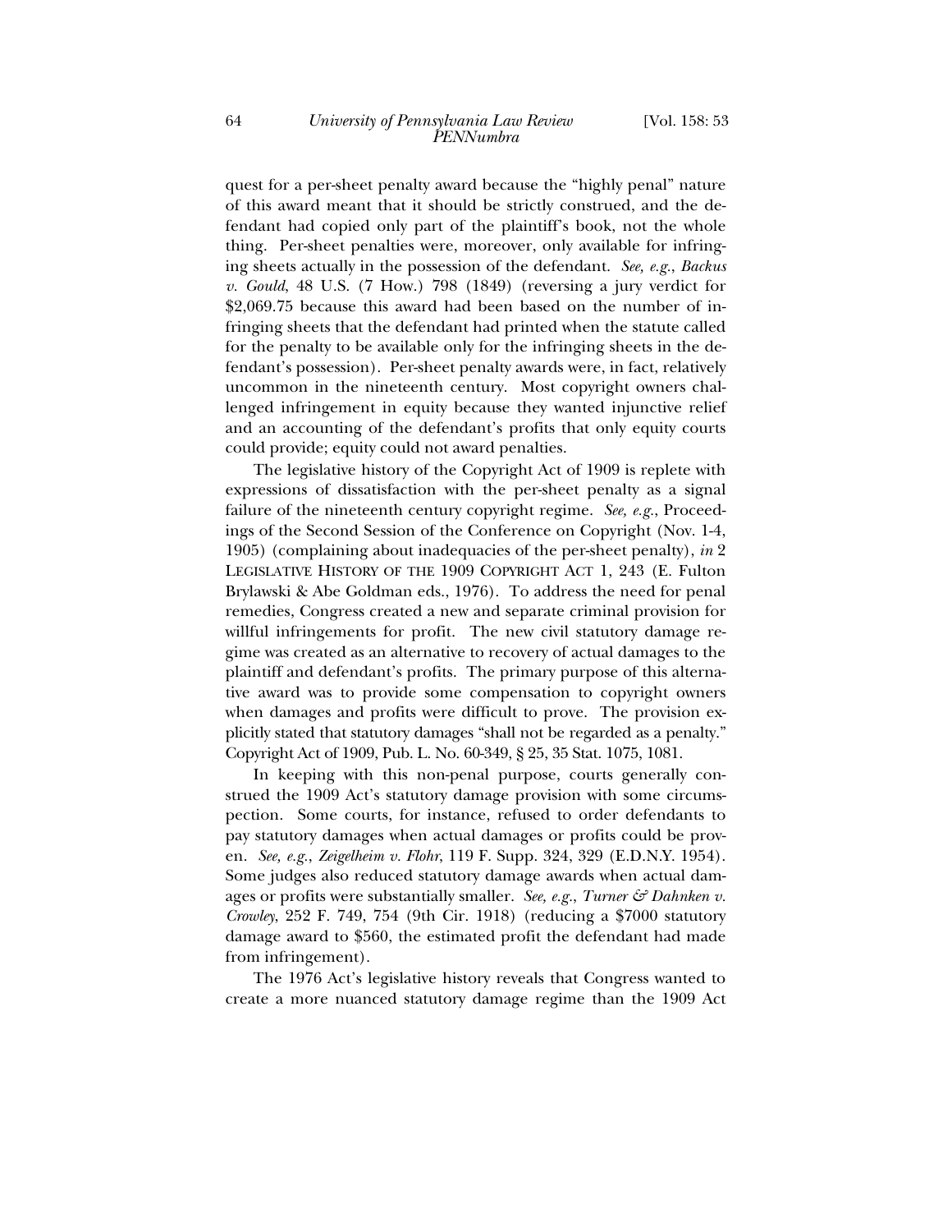quest for a per-sheet penalty award because the "highly penal" nature of this award meant that it should be strictly construed, and the defendant had copied only part of the plaintiff's book, not the whole thing. Per-sheet penalties were, moreover, only available for infringing sheets actually in the possession of the defendant. *See, e.g.*, *Backus v. Gould*, 48 U.S. (7 How.) 798 (1849) (reversing a jury verdict for $2,069.75 because this award had been based on the number of infringing sheets that the defendant had printed when the statute called for the penalty to be available only for the infringing sheets in the defendant's possession). Per-sheet penalty awards were, in fact, relatively uncommon in the nineteenth century. Most copyright owners challenged infringement in equity because they wanted injunctive relief and an accounting of the defendant's profits that only equity courts could provide; equity could not award penalties.

The legislative history of the Copyright Act of 1909 is replete with expressions of dissatisfaction with the per-sheet penalty as a signal failure of the nineteenth century copyright regime. *See, e.g.*, Proceedings of the Second Session of the Conference on Copyright (Nov. 1-4, 1905) (complaining about inadequacies of the per-sheet penalty), *in* 2 LEGISLATIVE HISTORY OF THE 1909 COPYRIGHT ACT 1, 243 (E. Fulton Brylawski & Abe Goldman eds., 1976). To address the need for penal remedies, Congress created a new and separate criminal provision for willful infringements for profit. The new civil statutory damage regime was created as an alternative to recovery of actual damages to the plaintiff and defendant's profits. The primary purpose of this alternative award was to provide some compensation to copyright owners when damages and profits were difficult to prove. The provision explicitly stated that statutory damages "shall not be regarded as a penalty." Copyright Act of 1909, Pub. L. No. 60-349, § 25, 35 Stat. 1075, 1081.

In keeping with this non-penal purpose, courts generally construed the 1909 Act's statutory damage provision with some circumspection. Some courts, for instance, refused to order defendants to pay statutory damages when actual damages or profits could be proven. *See, e.g.*, *Zeigelheim v. Flohr*, 119 F. Supp. 324, 329 (E.D.N.Y. 1954). Some judges also reduced statutory damage awards when actual damages or profits were substantially smaller. *See, e.g.*, *Turner & Dahnken v. Crowley*, 252 F. 749, 754 (9th Cir. 1918) (reducing a $7000 statutory damage award to $560, the estimated profit the defendant had made from infringement).

The 1976 Act's legislative history reveals that Congress wanted to create a more nuanced statutory damage regime than the 1909 Act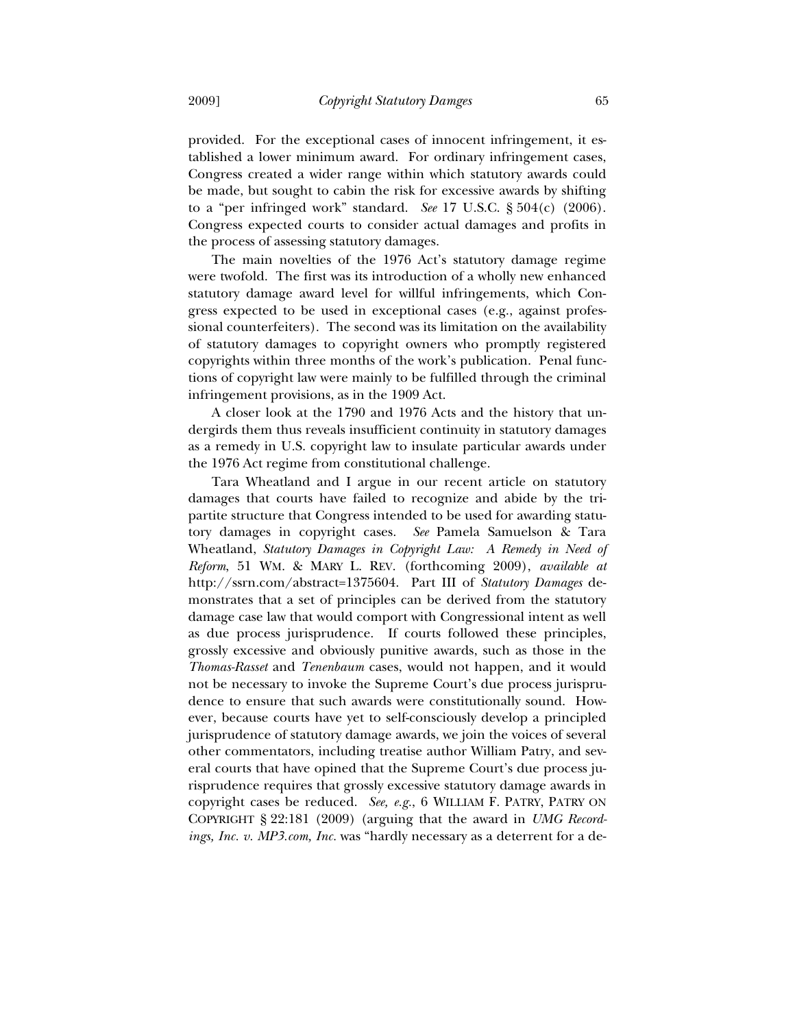provided. For the exceptional cases of innocent infringement, it established a lower minimum award. For ordinary infringement cases, Congress created a wider range within which statutory awards could be made, but sought to cabin the risk for excessive awards by shifting to a "per infringed work" standard. *See* 17 U.S.C. § 504(c) (2006). Congress expected courts to consider actual damages and profits in the process of assessing statutory damages.

The main novelties of the 1976 Act's statutory damage regime were twofold. The first was its introduction of a wholly new enhanced statutory damage award level for willful infringements, which Congress expected to be used in exceptional cases (e.g., against professional counterfeiters). The second was its limitation on the availability of statutory damages to copyright owners who promptly registered copyrights within three months of the work's publication. Penal functions of copyright law were mainly to be fulfilled through the criminal infringement provisions, as in the 1909 Act.

A closer look at the 1790 and 1976 Acts and the history that undergirds them thus reveals insufficient continuity in statutory damages as a remedy in U.S. copyright law to insulate particular awards under the 1976 Act regime from constitutional challenge.

Tara Wheatland and I argue in our recent article on statutory damages that courts have failed to recognize and abide by the tripartite structure that Congress intended to be used for awarding statutory damages in copyright cases. *See* Pamela Samuelson & Tara Wheatland, *Statutory Damages in Copyright Law: A Remedy in Need of Reform*, 51 WM. & MARY L. REV. (forthcoming 2009), *available at* http://ssrn.com/abstract=1375604. Part III of *Statutory Damages* demonstrates that a set of principles can be derived from the statutory damage case law that would comport with Congressional intent as well as due process jurisprudence. If courts followed these principles, grossly excessive and obviously punitive awards, such as those in the *Thomas-Rasset* and *Tenenbaum* cases, would not happen, and it would not be necessary to invoke the Supreme Court's due process jurisprudence to ensure that such awards were constitutionally sound. However, because courts have yet to self-consciously develop a principled jurisprudence of statutory damage awards, we join the voices of several other commentators, including treatise author William Patry, and several courts that have opined that the Supreme Court's due process jurisprudence requires that grossly excessive statutory damage awards in copyright cases be reduced. *See, e.g.*, 6 WILLIAM F. PATRY, PATRY ON COPYRIGHT § 22:181 (2009) (arguing that the award in *UMG Recordings, Inc. v. MP3.com, Inc.* was "hardly necessary as a deterrent for a de-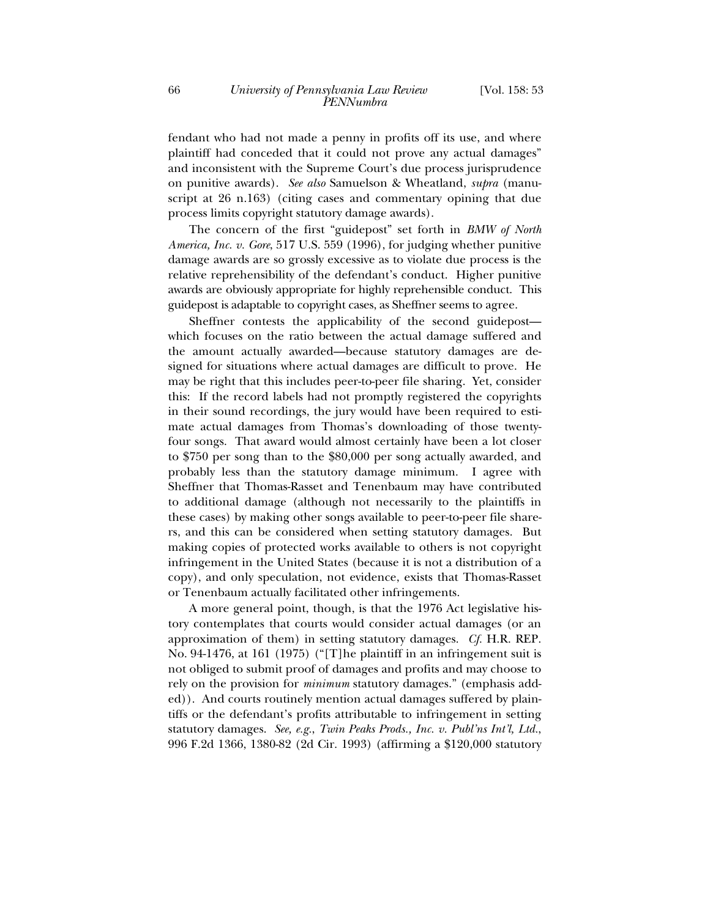fendant who had not made a penny in profits off its use, and where plaintiff had conceded that it could not prove any actual damages" and inconsistent with the Supreme Court's due process jurisprudence on punitive awards). *See also* Samuelson & Wheatland, *supra* (manuscript at 26 n.163) (citing cases and commentary opining that due process limits copyright statutory damage awards).

The concern of the first "guidepost" set forth in *BMW of North America, Inc. v. Gore*, 517 U.S. 559 (1996), for judging whether punitive damage awards are so grossly excessive as to violate due process is the relative reprehensibility of the defendant's conduct. Higher punitive awards are obviously appropriate for highly reprehensible conduct. This guidepost is adaptable to copyright cases, as Sheffner seems to agree.

Sheffner contests the applicability of the second guidepost—which focuses on the ratio between the actual damage suffered and the amount actually awarded—because statutory damages are designed for situations where actual damages are difficult to prove. He may be right that this includes peer-to-peer file sharing. Yet, consider this: If the record labels had not promptly registered the copyrights in their sound recordings, the jury would have been required to estimate actual damages from Thomas's downloading of those twenty-four songs. That award would almost certainly have been a lot closer to $750 per song than to the $80,000 per song actually awarded, and probably less than the statutory damage minimum. I agree with Sheffner that Thomas-Rasset and Tenenbaum may have contributed to additional damage (although not necessarily to the plaintiffs in these cases) by making other songs available to peer-to-peer file sharers, and this can be considered when setting statutory damages. But making copies of protected works available to others is not copyright infringement in the United States (because it is not a distribution of a copy), and only speculation, not evidence, exists that Thomas-Rasset or Tenenbaum actually facilitated other infringements.

A more general point, though, is that the 1976 Act legislative history contemplates that courts would consider actual damages (or an approximation of them) in setting statutory damages. *Cf.* H.R. REP. No. 94-1476, at 161 (1975) ("[T]he plaintiff in an infringement suit is not obliged to submit proof of damages and profits and may choose to rely on the provision for *minimum* statutory damages." (emphasis added)). And courts routinely mention actual damages suffered by plaintiffs or the defendant's profits attributable to infringement in setting statutory damages. *See, e.g.*, *Twin Peaks Prods., Inc. v. Publ'ns Int'l, Ltd.*, 996 F.2d 1366, 1380-82 (2d Cir. 1993) (affirming a $120,000 statutory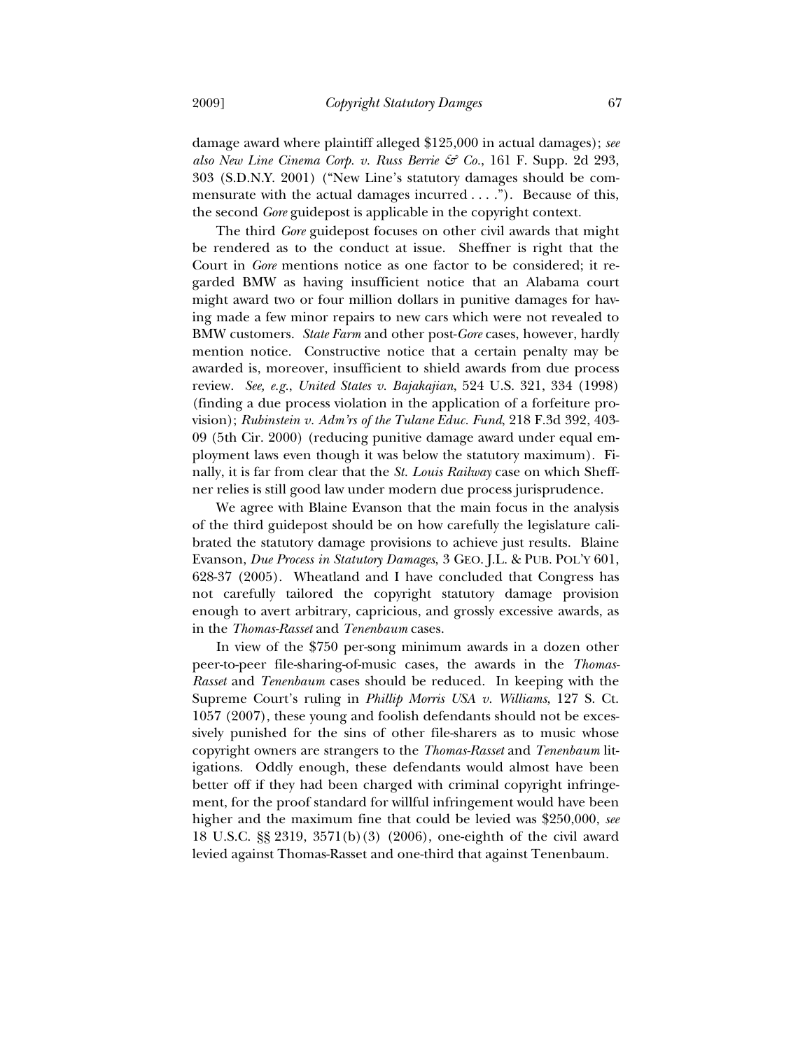damage award where plaintiff alleged $125,000 in actual damages); *see also New Line Cinema Corp. v. Russ Berrie & Co.*, 161 F. Supp. 2d 293, 303 (S.D.N.Y. 2001) ("New Line's statutory damages should be commensurate with the actual damages incurred . . . ."). Because of this, the second *Gore* guidepost is applicable in the copyright context.

The third *Gore* guidepost focuses on other civil awards that might be rendered as to the conduct at issue. Sheffner is right that the Court in *Gore* mentions notice as one factor to be considered; it regarded BMW as having insufficient notice that an Alabama court might award two or four million dollars in punitive damages for having made a few minor repairs to new cars which were not revealed to BMW customers. *State Farm* and other post-*Gore* cases, however, hardly mention notice. Constructive notice that a certain penalty may be awarded is, moreover, insufficient to shield awards from due process review. *See, e.g.*, *United States v. Bajakajian*, 524 U.S. 321, 334 (1998) (finding a due process violation in the application of a forfeiture provision); *Rubinstein v. Adm'rs of the Tulane Educ. Fund*, 218 F.3d 392, 403-09 (5th Cir. 2000) (reducing punitive damage award under equal employment laws even though it was below the statutory maximum). Finally, it is far from clear that the *St. Louis Railway* case on which Sheffner relies is still good law under modern due process jurisprudence.

We agree with Blaine Evanson that the main focus in the analysis of the third guidepost should be on how carefully the legislature calibrated the statutory damage provisions to achieve just results. Blaine Evanson, *Due Process in Statutory Damages*, 3 GEO. J.L. & PUB. POL'Y 601, 628-37 (2005). Wheatland and I have concluded that Congress has not carefully tailored the copyright statutory damage provision enough to avert arbitrary, capricious, and grossly excessive awards, as in the *Thomas-Rasset* and *Tenenbaum* cases.

In view of the $750 per-song minimum awards in a dozen other peer-to-peer file-sharing-of-music cases, the awards in the *Thomas-Rasset* and *Tenenbaum* cases should be reduced. In keeping with the Supreme Court's ruling in *Phillip Morris USA v. Williams*, 127 S. Ct. 1057 (2007), these young and foolish defendants should not be excessively punished for the sins of other file-sharers as to music whose copyright owners are strangers to the *Thomas-Rasset* and *Tenenbaum* litigations. Oddly enough, these defendants would almost have been better off if they had been charged with criminal copyright infringement, for the proof standard for willful infringement would have been higher and the maximum fine that could be levied was $250,000, *see* 18 U.S.C. §§ 2319, 3571(b)(3) (2006), one-eighth of the civil award levied against Thomas-Rasset and one-third that against Tenenbaum.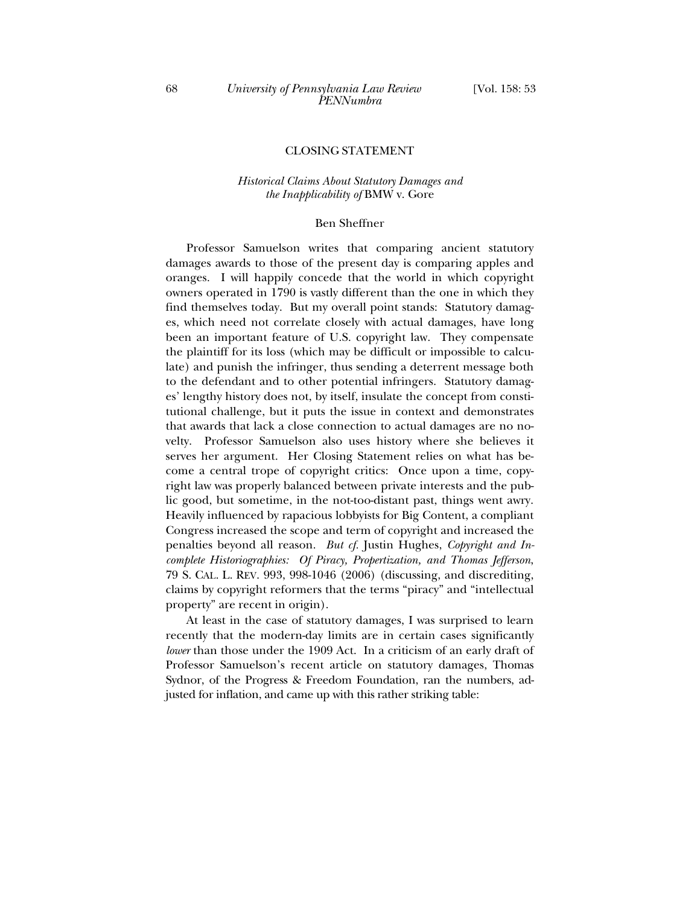## CLOSING STATEMENT

### *Historical Claims About Statutory Damages and the Inapplicability of* BMW v. Gore

Ben Sheffner

Professor Samuelson writes that comparing ancient statutory damages awards to those of the present day is comparing apples and oranges. I will happily concede that the world in which copyright owners operated in 1790 is vastly different than the one in which they find themselves today. But my overall point stands: Statutory damages, which need not correlate closely with actual damages, have long been an important feature of U.S. copyright law. They compensate the plaintiff for its loss (which may be difficult or impossible to calculate) and punish the infringer, thus sending a deterrent message both to the defendant and to other potential infringers. Statutory damages' lengthy history does not, by itself, insulate the concept from constitutional challenge, but it puts the issue in context and demonstrates that awards that lack a close connection to actual damages are no novelty. Professor Samuelson also uses history where she believes it serves her argument. Her Closing Statement relies on what has become a central trope of copyright critics: Once upon a time, copyright law was properly balanced between private interests and the public good, but sometime, in the not-too-distant past, things went awry. Heavily influenced by rapacious lobbyists for Big Content, a compliant Congress increased the scope and term of copyright and increased the penalties beyond all reason. *But cf.* Justin Hughes, *Copyright and Incomplete Historiographies: Of Piracy, Propertization, and Thomas Jefferson*, 79 S. CAL. L. REV. 993, 998-1046 (2006) (discussing, and discrediting, claims by copyright reformers that the terms "piracy" and "intellectual property" are recent in origin).

At least in the case of statutory damages, I was surprised to learn recently that the modern-day limits are in certain cases significantly *lower* than those under the 1909 Act. In a criticism of an early draft of Professor Samuelson's recent article on statutory damages, Thomas Sydnor, of the Progress & Freedom Foundation, ran the numbers, adjusted for inflation, and came up with this rather striking table: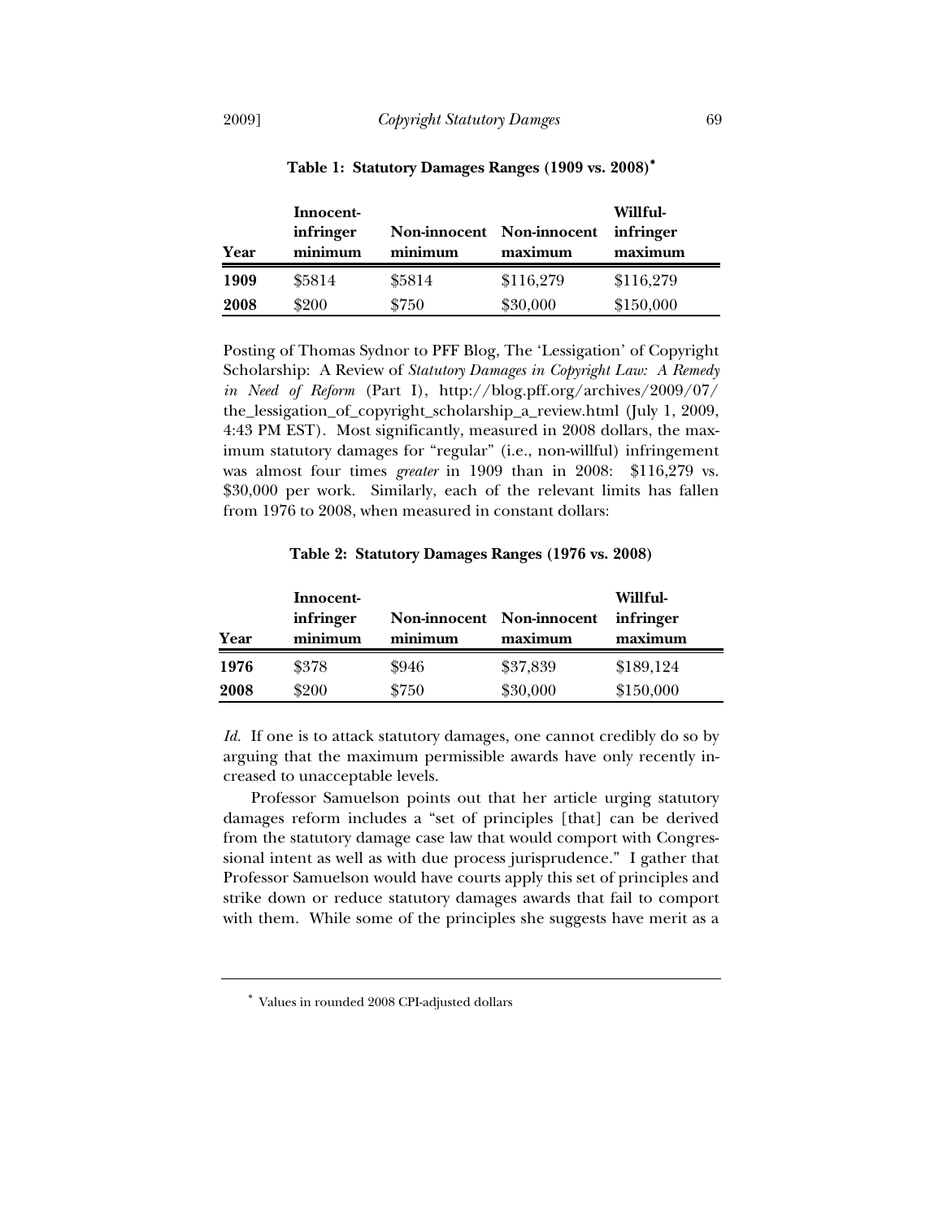**Table 1: Statistical Damages Ranges (1909 vs. 2008)***

| Year | Innocent-infringer minimum | Non-innocent minimum | Non-innocent maximum | Willful-infringer maximum |
|---|---|---|---|---|
| **1909** | $5814 | $5814 | $116,279 | $116,279 |
| **2008** | $200 | $750 | $30,000 | $150,000 |

Posting of Thomas Sydnor to PFF Blog, The 'Lessigation' of Copyright Scholarship: A Review of *Statutory Damages in Copyright Law: A Remedy in Need of Reform* (Part I), http://blog.pff.org/archives/2009/07/the_lessigation_of_copyright_scholarship_a_review.html (July 1, 2009, 4:43 PM EST). Most significantly, measured in 2008 dollars, the maximum statutory damages for "regular" (i.e., non-willful) infringement was almost four times *greater* in 1909 than in 2008: $116,279 vs. $30,000 per work. Similarly, each of the relevant limits has fallen from 1976 to 2008, when measured in constant dollars:

**Table 2: Statutory Damages Ranges (1976 vs. 2008)**

| Year | Innocent-infringer minimum | Non-innocent minimum | Non-innocent maximum | Willful-infringer maximum |
|---|---|---|---|---|
| **1976** | $378 | $946 | $37,839 | $189,124 |
| **2008** | $200 | $750 | $30,000 | $150,000 |

*Id.* If one is to attack statutory damages, one cannot credibly do so by arguing that the maximum permissible awards have only recently increased to unacceptable levels.

Professor Samuelson points out that her article urging statutory damages reform includes a "set of principles [that] can be derived from the statutory damage case law that would comport with Congressional intent as well as with due process jurisprudence." I gather that Professor Samuelson would have courts apply this set of principles and strike down or reduce statutory damages awards that fail to comport with them. While some of the principles she suggests have merit as a

---

\* Values in rounded 2008 CPI-adjusted dollars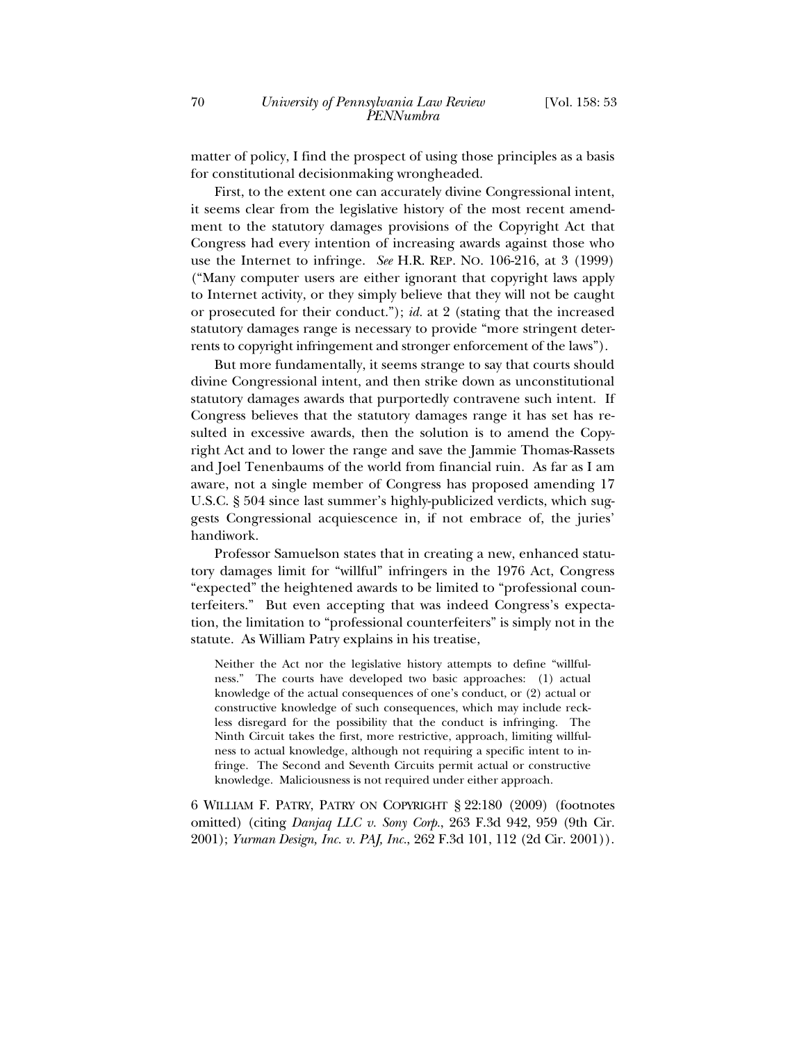matter of policy, I find the prospect of using those principles as a basis for constitutional decisionmaking wrongheaded.

First, to the extent one can accurately divine Congressional intent, it seems clear from the legislative history of the most recent amendment to the statutory damages provisions of the Copyright Act that Congress had every intention of increasing awards against those who use the Internet to infringe. *See* H.R. REP. NO. 106-216, at 3 (1999) ("Many computer users are either ignorant that copyright laws apply to Internet activity, or they simply believe that they will not be caught or prosecuted for their conduct."); *id.* at 2 (stating that the increased statutory damages range is necessary to provide "more stringent deterrents to copyright infringement and stronger enforcement of the laws").

But more fundamentally, it seems strange to say that courts should divine Congressional intent, and then strike down as unconstitutional statutory damages awards that purportedly contravene such intent. If Congress believes that the statutory damages range it has set has resulted in excessive awards, then the solution is to amend the Copyright Act and to lower the range and save the Jammie Thomas-Rassets and Joel Tenenbaums of the world from financial ruin. As far as I am aware, not a single member of Congress has proposed amending 17 U.S.C. § 504 since last summer's highly-publicized verdicts, which suggests Congressional acquiescence in, if not embrace of, the juries' handiwork.

Professor Samuelson states that in creating a new, enhanced statutory damages limit for "willful" infringers in the 1976 Act, Congress "expected" the heightened awards to be limited to "professional counterfeiters." But even accepting that was indeed Congress's expectation, the limitation to "professional counterfeiters" is simply not in the statute. As William Patry explains in his treatise,

> Neither the Act nor the legislative history attempts to define "willfulness." The courts have developed two basic approaches: (1) actual knowledge of the actual consequences of one's conduct, or (2) actual or constructive knowledge of such consequences, which may include reckless disregard for the possibility that the conduct is infringing. The Ninth Circuit takes the first, more restrictive, approach, limiting willfulness to actual knowledge, although not requiring a specific intent to infringe. The Second and Seventh Circuits permit actual or constructive knowledge. Maliciousness is not required under either approach.

6 WILLIAM F. PATRY, PATRY ON COPYRIGHT § 22:180 (2009) (footnotes omitted) (citing *Danjaq LLC v. Sony Corp.*, 263 F.3d 942, 959 (9th Cir. 2001); *Yurman Design, Inc. v. PAJ, Inc.*, 262 F.3d 101, 112 (2d Cir. 2001)).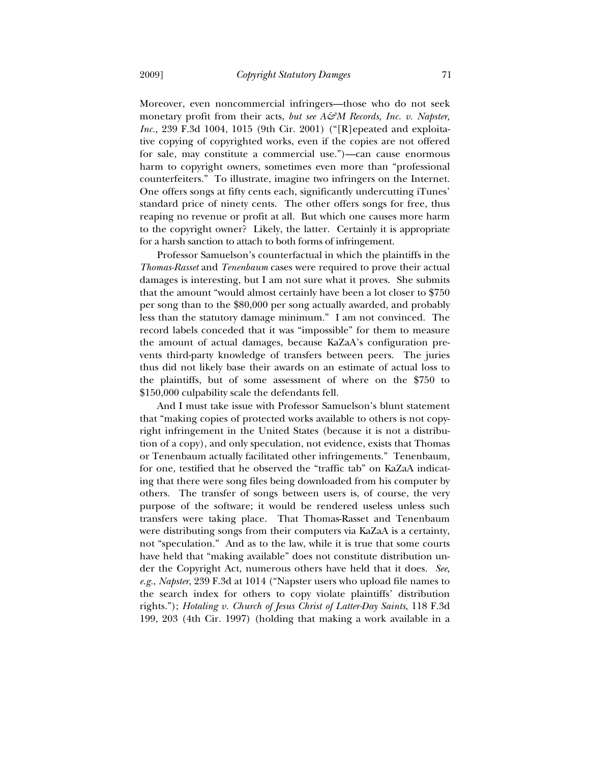Moreover, even noncommercial infringers—those who do not seek monetary profit from their acts, *but see A&M Records, Inc. v. Napster, Inc.*, 239 F.3d 1004, 1015 (9th Cir. 2001) ("[R]epeated and exploitative copying of copyrighted works, even if the copies are not offered for sale, may constitute a commercial use.")—can cause enormous harm to copyright owners, sometimes even more than "professional counterfeiters." To illustrate, imagine two infringers on the Internet. One offers songs at fifty cents each, significantly undercutting iTunes' standard price of ninety cents. The other offers songs for free, thus reaping no revenue or profit at all. But which one causes more harm to the copyright owner? Likely, the latter. Certainly it is appropriate for a harsh sanction to attach to both forms of infringement.

Professor Samuelson's counterfactual in which the plaintiffs in the *Thomas-Rasset* and *Tenenbaum* cases were required to prove their actual damages is interesting, but I am not sure what it proves. She submits that the amount "would almost certainly have been a lot closer to $750 per song than to the $80,000 per song actually awarded, and probably less than the statutory damage minimum." I am not convinced. The record labels conceded that it was "impossible" for them to measure the amount of actual damages, because KaZaA's configuration prevents third-party knowledge of transfers between peers. The juries thus did not likely base their awards on an estimate of actual loss to the plaintiffs, but of some assessment of where on the $750 to $150,000 culpability scale the defendants fell.

And I must take issue with Professor Samuelson's blunt statement that "making copies of protected works available to others is not copyright infringement in the United States (because it is not a distribution of a copy), and only speculation, not evidence, exists that Thomas or Tenenbaum actually facilitated other infringements." Tenenbaum, for one, testified that he observed the "traffic tab" on KaZaA indicating that there were song files being downloaded from his computer by others. The transfer of songs between users is, of course, the very purpose of the software; it would be rendered useless unless such transfers were taking place. That Thomas-Rasset and Tenenbaum were distributing songs from their computers via KaZaA is a certainty, not "speculation." And as to the law, while it is true that some courts have held that "making available" does not constitute distribution under the Copyright Act, numerous others have held that it does. *See, e.g.*, *Napster*, 239 F.3d at 1014 ("Napster users who upload file names to the search index for others to copy violate plaintiffs' distribution rights."); *Hotaling v. Church of Jesus Christ of Latter-Day Saints*, 118 F.3d 199, 203 (4th Cir. 1997) (holding that making a work available in a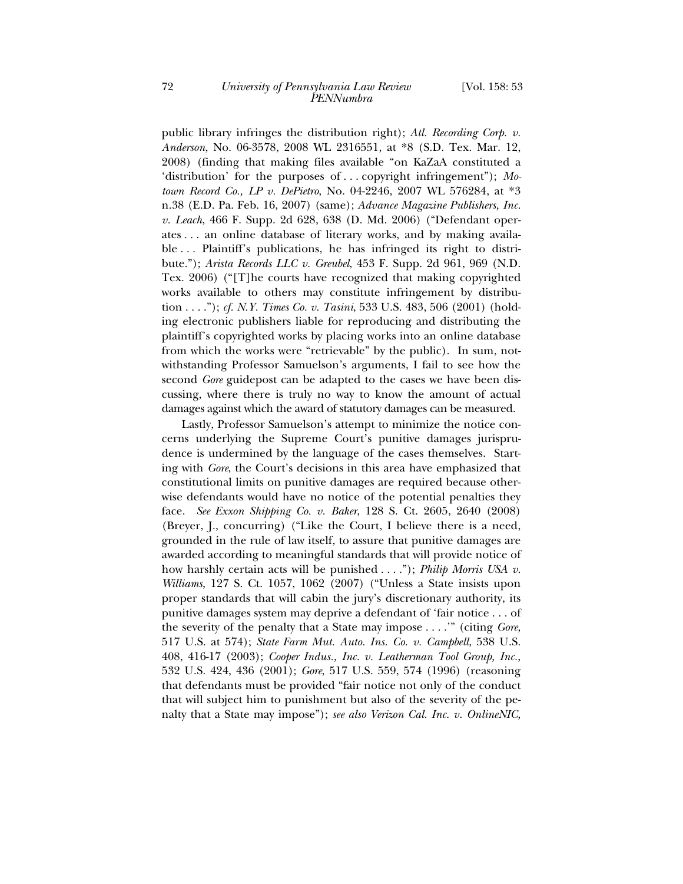public library infringes the distribution right); *Atl. Recording Corp. v. Anderson*, No. 06-3578, 2008 WL 2316551, at *8 (S.D. Tex. Mar. 12, 2008) (finding that making files available "on KaZaA constituted a 'distribution' for the purposes of . . . copyright infringement"); *Motown Record Co., LP v. DePietro*, No. 04-2246, 2007 WL 576284, at *3 n.38 (E.D. Pa. Feb. 16, 2007) (same); *Advance Magazine Publishers, Inc. v. Leach*, 466 F. Supp. 2d 628, 638 (D. Md. 2006) ("Defendant operates . . . an online database of literary works, and by making available . . . Plaintiff's publications, he has infringed its right to distribute."); *Arista Records LLC v. Greubel*, 453 F. Supp. 2d 961, 969 (N.D. Tex. 2006) ("[T]he courts have recognized that making copyrighted works available to others may constitute infringement by distribution . . . ."); *cf. N.Y. Times Co. v. Tasini*, 533 U.S. 483, 506 (2001) (holding electronic publishers liable for reproducing and distributing the plaintiff's copyrighted works by placing works into an online database from which the works were "retrievable" by the public). In sum, notwithstanding Professor Samuelson's arguments, I fail to see how the second *Gore* guidepost can be adapted to the cases we have been discussing, where there is truly no way to know the amount of actual damages against which the award of statutory damages can be measured.

Lastly, Professor Samuelson's attempt to minimize the notice concerns underlying the Supreme Court's punitive damages jurisprudence is undermined by the language of the cases themselves. Starting with *Gore*, the Court's decisions in this area have emphasized that constitutional limits on punitive damages are required because otherwise defendants would have no notice of the potential penalties they face. *See Exxon Shipping Co. v. Baker*, 128 S. Ct. 2605, 2640 (2008) (Breyer, J., concurring) ("Like the Court, I believe there is a need, grounded in the rule of law itself, to assure that punitive damages are awarded according to meaningful standards that will provide notice of how harshly certain acts will be punished . . . ."); *Philip Morris USA v. Williams*, 127 S. Ct. 1057, 1062 (2007) ("Unless a State insists upon proper standards that will cabin the jury's discretionary authority, its punitive damages system may deprive a defendant of 'fair notice . . . of the severity of the penalty that a State may impose . . . .'" (citing *Gore,* 517 U.S. at 574); *State Farm Mut. Auto. Ins. Co. v. Campbell*, 538 U.S. 408, 416-17 (2003); *Cooper Indus., Inc. v. Leatherman Tool Group, Inc.*, 532 U.S. 424, 436 (2001); *Gore*, 517 U.S. 559, 574 (1996) (reasoning that defendants must be provided "fair notice not only of the conduct that will subject him to punishment but also of the severity of the penalty that a State may impose"); *see also Verizon Cal. Inc. v. OnlineNIC,*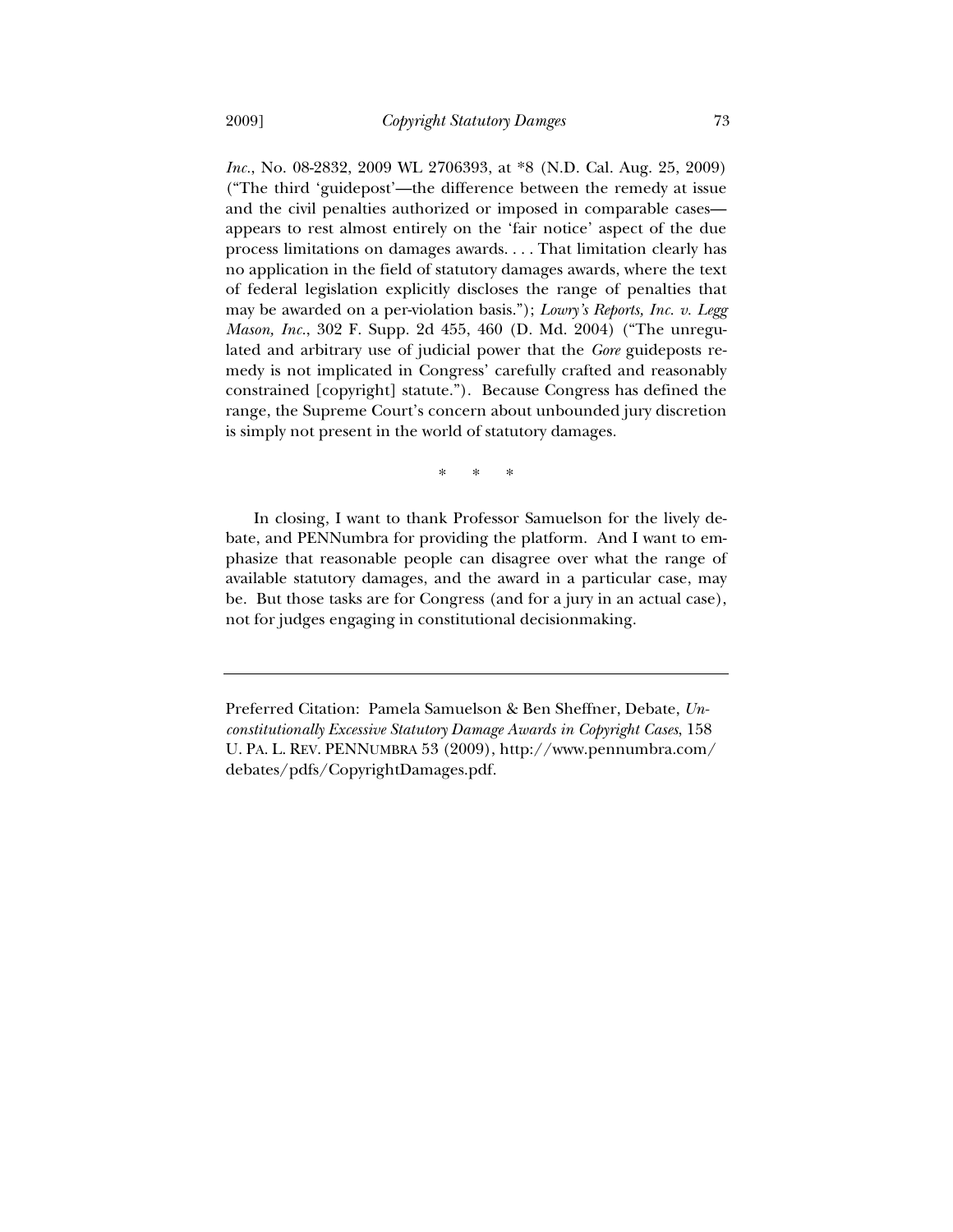*Inc.*, No. 08-2832, 2009 WL 2706393, at *8 (N.D. Cal. Aug. 25, 2009) ("The third 'guidepost'—the difference between the remedy at issue and the civil penalties authorized or imposed in comparable cases—appears to rest almost entirely on the 'fair notice' aspect of the due process limitations on damages awards. . . . That limitation clearly has no application in the field of statutory damages awards, where the text of federal legislation explicitly discloses the range of penalties that may be awarded on a per-violation basis."); *Lowry's Reports, Inc. v. Legg Mason, Inc.*, 302 F. Supp. 2d 455, 460 (D. Md. 2004) ("The unregulated and arbitrary use of judicial power that the *Gore* guideposts remedy is not implicated in Congress' carefully crafted and reasonably constrained [copyright] statute."). Because Congress has defined the range, the Supreme Court's concern about unbounded jury discretion is simply not present in the world of statutory damages.

\* \* \*

In closing, I want to thank Professor Samuelson for the lively debate, and PENNumbra for providing the platform. And I want to emphasize that reasonable people can disagree over what the range of available statutory damages, and the award in a particular case, may be. But those tasks are for Congress (and for a jury in an actual case), not for judges engaging in constitutional decisionmaking.

---

Preferred Citation: Pamela Samuelson & Ben Sheffner, Debate, *Unconstitutionally Excessive Statutory Damage Awards in Copyright Cases*, 158 U. PA. L. REV. PENNUMBRA 53 (2009), http://www.pennumbra.com/debates/pdfs/CopyrightDamages.pdf.